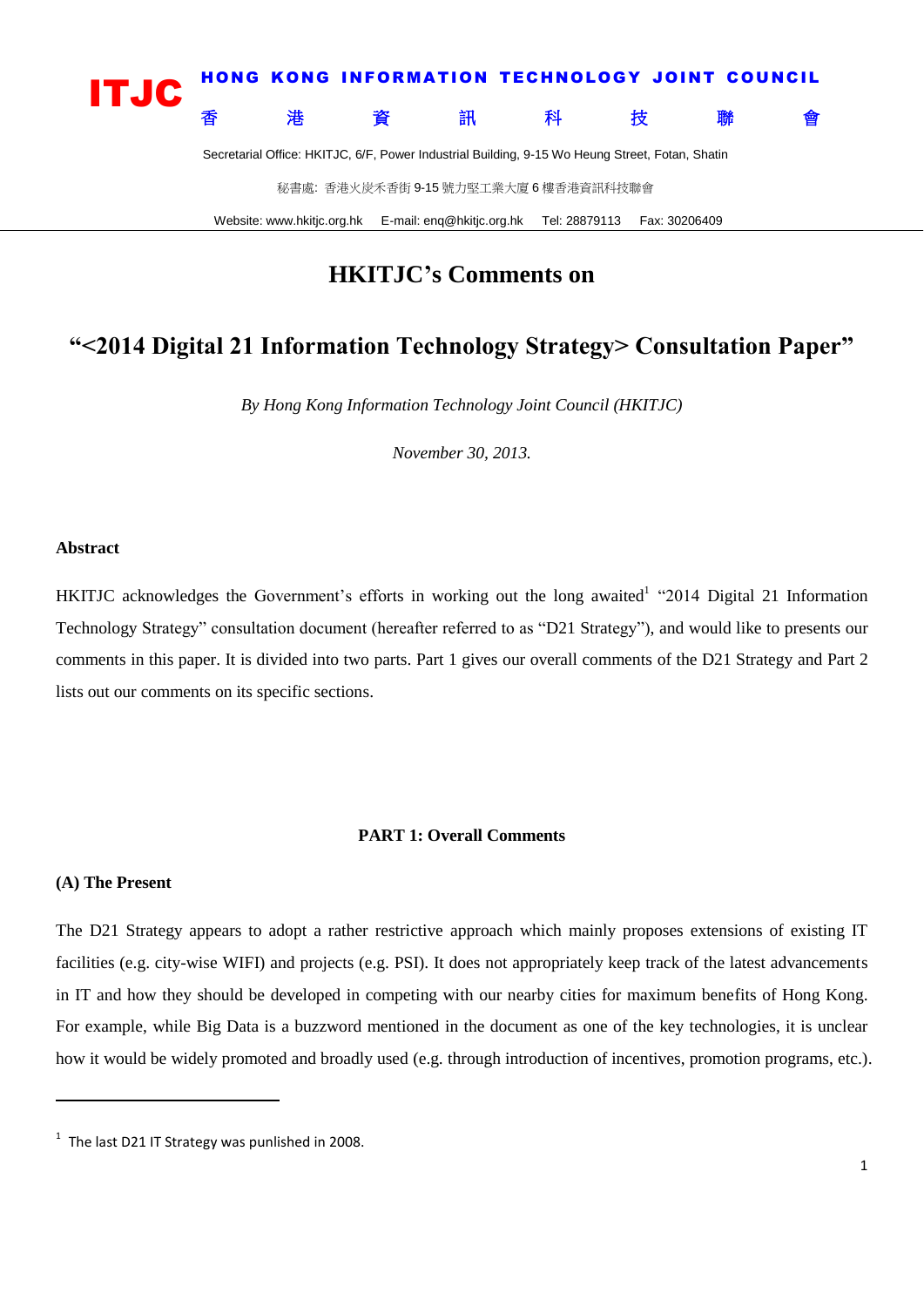**ITJC** HONG KONG INFORMATION TECHNOLOGY JOINT COUNCIL
香　港　資　訊　科　技　聯　會

Secretarial Office: HKITJC, 6/F, Power Industrial Building, 9-15 Wo Heung Street, Fotan, Shatin

秘書處: 香港火炭禾香街 9-15 號力堅工業大廈 6 樓香港資訊科技聯會

Website: www.hkitjc.org.hk E-mail: enq@hkitjc.org.hk Tel: 28879113 Fax: 30206409

# HKITJC's Comments on

# "<2014 Digital 21 Information Technology Strategy> Consultation Paper"

*By Hong Kong Information Technology Joint Council (HKITJC)*

*November 30, 2013.*

**Abstract**

HKITJC acknowledges the Government's efforts in working out the long awaited[1] "2014 Digital 21 Information Technology Strategy" consultation document (hereafter referred to as "D21 Strategy"), and would like to presents our comments in this paper. It is divided into two parts. Part 1 gives our overall comments of the D21 Strategy and Part 2 lists out our comments on its specific sections.

## PART 1: Overall Comments

**(A) The Present**

The D21 Strategy appears to adopt a rather restrictive approach which mainly proposes extensions of existing IT facilities (e.g. city-wise WIFI) and projects (e.g. PSI). It does not appropriately keep track of the latest advancements in IT and how they should be developed in competing with our nearby cities for maximum benefits of Hong Kong. For example, while Big Data is a buzzword mentioned in the document as one of the key technologies, it is unclear how it would be widely promoted and broadly used (e.g. through introduction of incentives, promotion programs, etc.).

---

[1] The last D21 IT Strategy was punlished in 2008.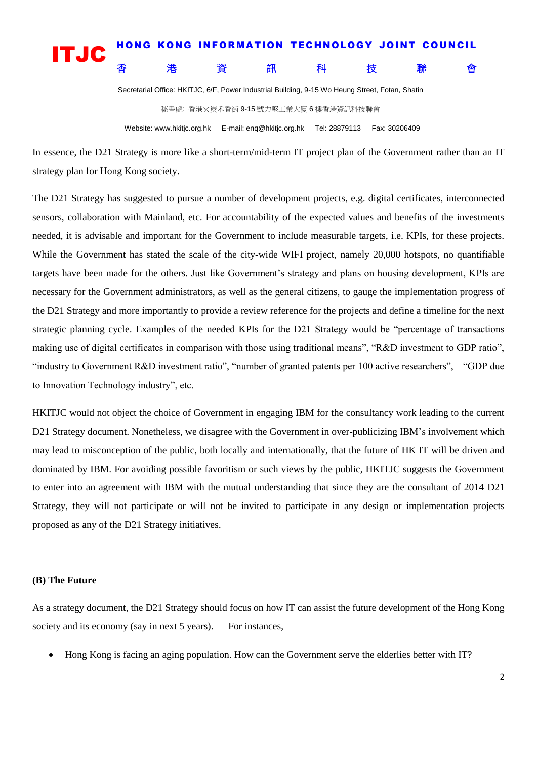In essence, the D21 Strategy is more like a short-term/mid-term IT project plan of the Government rather than an IT strategy plan for Hong Kong society.

The D21 Strategy has suggested to pursue a number of development projects, e.g. digital certificates, interconnected sensors, collaboration with Mainland, etc. For accountability of the expected values and benefits of the investments needed, it is advisable and important for the Government to include measurable targets, i.e. KPIs, for these projects. While the Government has stated the scale of the city-wide WIFI project, namely 20,000 hotspots, no quantifiable targets have been made for the others. Just like Government's strategy and plans on housing development, KPIs are necessary for the Government administrators, as well as the general citizens, to gauge the implementation progress of the D21 Strategy and more importantly to provide a review reference for the projects and define a timeline for the next strategic planning cycle. Examples of the needed KPIs for the D21 Strategy would be "percentage of transactions making use of digital certificates in comparison with those using traditional means", "R&D investment to GDP ratio", "industry to Government R&D investment ratio", "number of granted patents per 100 active researchers", "GDP due to Innovation Technology industry", etc.

HKITJC would not object the choice of Government in engaging IBM for the consultancy work leading to the current D21 Strategy document. Nonetheless, we disagree with the Government in over-publicizing IBM's involvement which may lead to misconception of the public, both locally and internationally, that the future of HK IT will be driven and dominated by IBM. For avoiding possible favoritism or such views by the public, HKITJC suggests the Government to enter into an agreement with IBM with the mutual understanding that since they are the consultant of 2014 D21 Strategy, they will not participate or will not be invited to participate in any design or implementation projects proposed as any of the D21 Strategy initiatives.

**(B) The Future**

As a strategy document, the D21 Strategy should focus on how IT can assist the future development of the Hong Kong society and its economy (say in next 5 years). For instances,

- Hong Kong is facing an aging population. How can the Government serve the elderlies better with IT?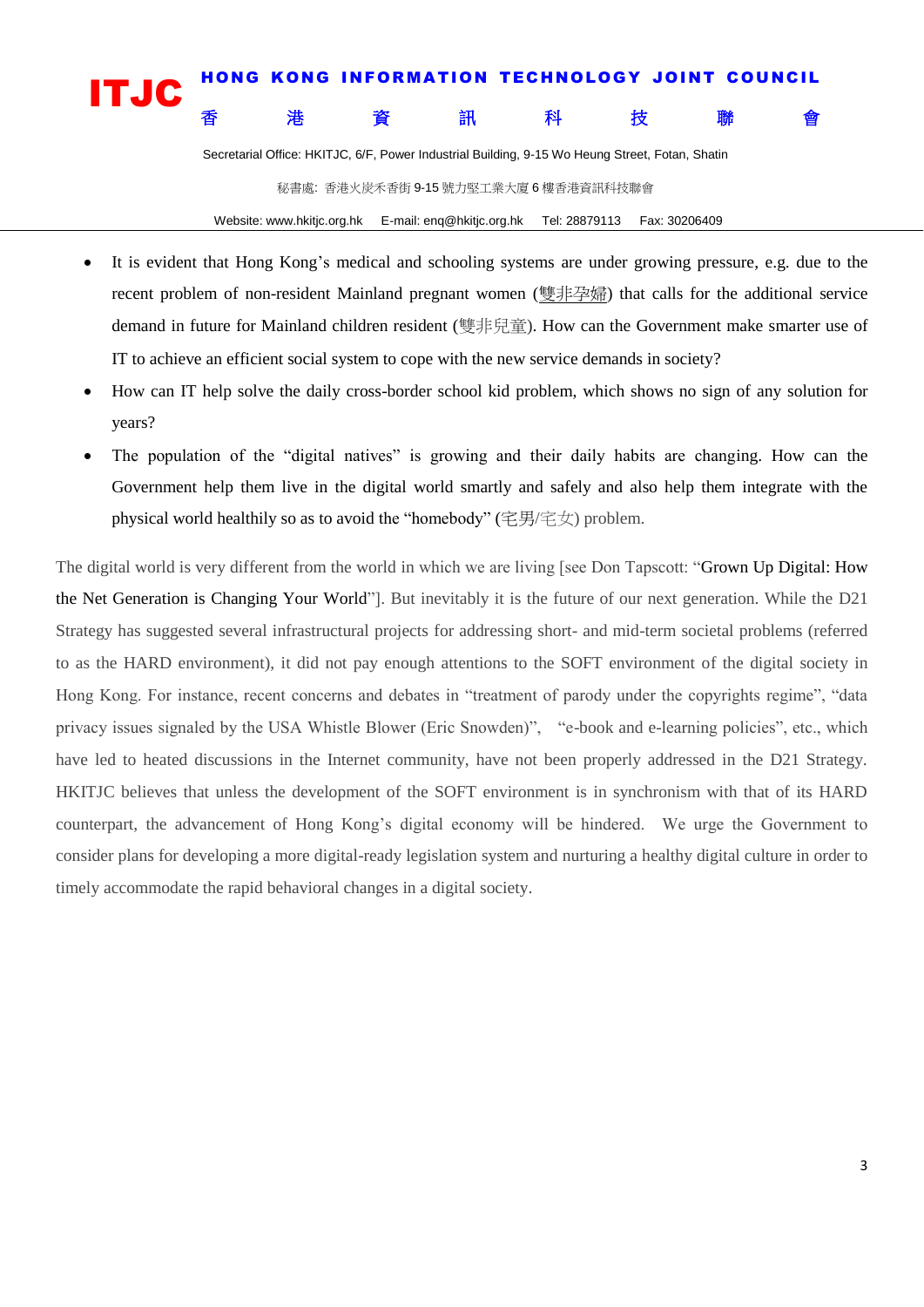- It is evident that Hong Kong's medical and schooling systems are under growing pressure, e.g. due to the recent problem of non-resident Mainland pregnant women (雙非孕婦) that calls for the additional service demand in future for Mainland children resident (雙非兒童). How can the Government make smarter use of IT to achieve an efficient social system to cope with the new service demands in society?
- How can IT help solve the daily cross-border school kid problem, which shows no sign of any solution for years?
- The population of the "digital natives" is growing and their daily habits are changing. How can the Government help them live in the digital world smartly and safely and also help them integrate with the physical world healthily so as to avoid the "homebody" (宅男/宅女) problem.

The digital world is very different from the world in which we are living [see Don Tapscott: "Grown Up Digital: How the Net Generation is Changing Your World"]. But inevitably it is the future of our next generation. While the D21 Strategy has suggested several infrastructural projects for addressing short- and mid-term societal problems (referred to as the HARD environment), it did not pay enough attentions to the SOFT environment of the digital society in Hong Kong. For instance, recent concerns and debates in "treatment of parody under the copyrights regime", "data privacy issues signaled by the USA Whistle Blower (Eric Snowden)", "e-book and e-learning policies", etc., which have led to heated discussions in the Internet community, have not been properly addressed in the D21 Strategy. HKITJC believes that unless the development of the SOFT environment is in synchronism with that of its HARD counterpart, the advancement of Hong Kong's digital economy will be hindered. We urge the Government to consider plans for developing a more digital-ready legislation system and nurturing a healthy digital culture in order to timely accommodate the rapid behavioral changes in a digital society.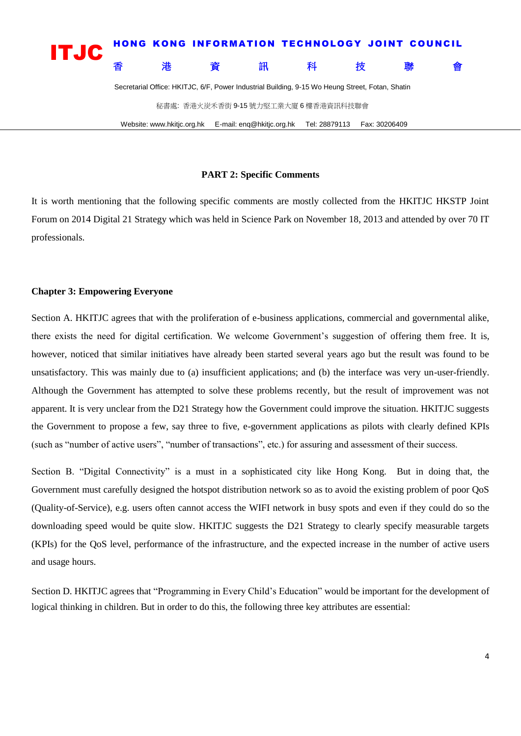## PART 2: Specific Comments

It is worth mentioning that the following specific comments are mostly collected from the HKITJC HKSTP Joint Forum on 2014 Digital 21 Strategy which was held in Science Park on November 18, 2013 and attended by over 70 IT professionals.

### Chapter 3: Empowering Everyone

Section A. HKITJC agrees that with the proliferation of e-business applications, commercial and governmental alike, there exists the need for digital certification. We welcome Government's suggestion of offering them free. It is, however, noticed that similar initiatives have already been started several years ago but the result was found to be unsatisfactory. This was mainly due to (a) insufficient applications; and (b) the interface was very un-user-friendly. Although the Government has attempted to solve these problems recently, but the result of improvement was not apparent. It is very unclear from the D21 Strategy how the Government could improve the situation. HKITJC suggests the Government to propose a few, say three to five, e-government applications as pilots with clearly defined KPIs (such as "number of active users", "number of transactions", etc.) for assuring and assessment of their success.

Section B. "Digital Connectivity" is a must in a sophisticated city like Hong Kong. But in doing that, the Government must carefully designed the hotspot distribution network so as to avoid the existing problem of poor QoS (Quality-of-Service), e.g. users often cannot access the WIFI network in busy spots and even if they could do so the downloading speed would be quite slow. HKITJC suggests the D21 Strategy to clearly specify measurable targets (KPIs) for the QoS level, performance of the infrastructure, and the expected increase in the number of active users and usage hours.

Section D. HKITJC agrees that "Programming in Every Child's Education" would be important for the development of logical thinking in children. But in order to do this, the following three key attributes are essential: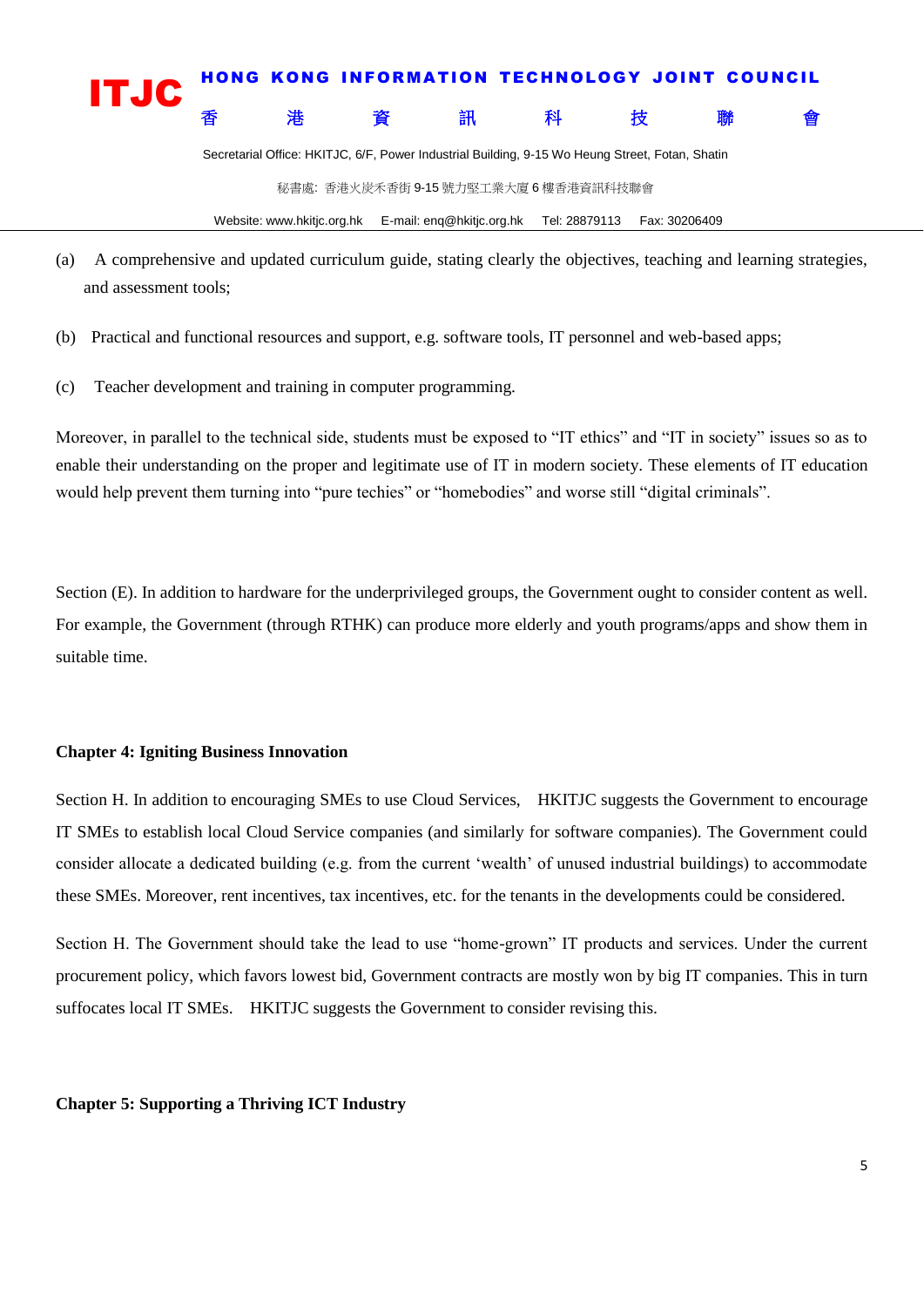(a) A comprehensive and updated curriculum guide, stating clearly the objectives, teaching and learning strategies, and assessment tools;

(b) Practical and functional resources and support, e.g. software tools, IT personnel and web-based apps;

(c) Teacher development and training in computer programming.

Moreover, in parallel to the technical side, students must be exposed to “IT ethics” and “IT in society” issues so as to enable their understanding on the proper and legitimate use of IT in modern society. These elements of IT education would help prevent them turning into “pure techies” or “homebodies” and worse still “digital criminals”.

Section (E). In addition to hardware for the underprivileged groups, the Government ought to consider content as well. For example, the Government (through RTHK) can produce more elderly and youth programs/apps and show them in suitable time.

**Chapter 4: Igniting Business Innovation**

Section H. In addition to encouraging SMEs to use Cloud Services, HKITJC suggests the Government to encourage IT SMEs to establish local Cloud Service companies (and similarly for software companies). The Government could consider allocate a dedicated building (e.g. from the current ‘wealth’ of unused industrial buildings) to accommodate these SMEs. Moreover, rent incentives, tax incentives, etc. for the tenants in the developments could be considered.

Section H. The Government should take the lead to use “home-grown” IT products and services. Under the current procurement policy, which favors lowest bid, Government contracts are mostly won by big IT companies. This in turn suffocates local IT SMEs. HKITJC suggests the Government to consider revising this.

**Chapter 5: Supporting a Thriving ICT Industry**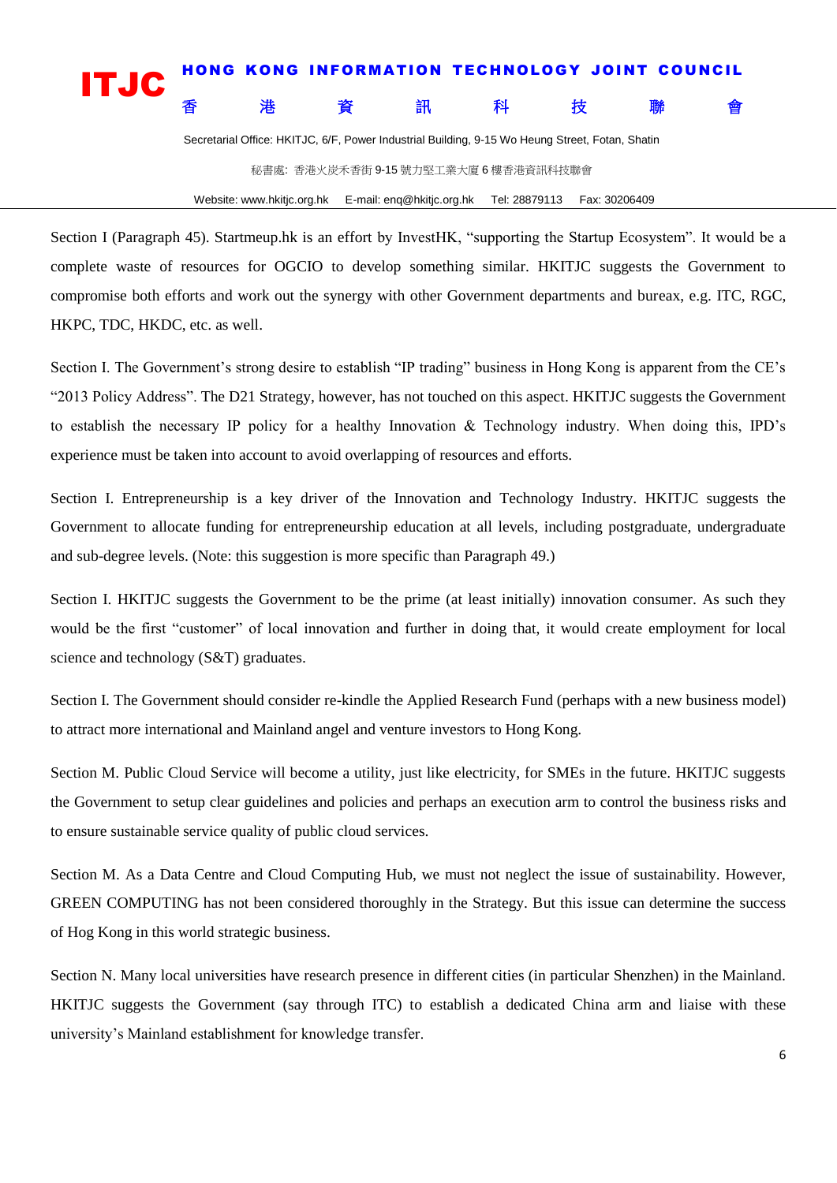Section I (Paragraph 45). Startmeup.hk is an effort by InvestHK, “supporting the Startup Ecosystem”. It would be a complete waste of resources for OGCIO to develop something similar. HKITJC suggests the Government to compromise both efforts and work out the synergy with other Government departments and bureax, e.g. ITC, RGC, HKPC, TDC, HKDC, etc. as well.

Section I. The Government’s strong desire to establish “IP trading” business in Hong Kong is apparent from the CE’s “2013 Policy Address”. The D21 Strategy, however, has not touched on this aspect. HKITJC suggests the Government to establish the necessary IP policy for a healthy Innovation & Technology industry. When doing this, IPD’s experience must be taken into account to avoid overlapping of resources and efforts.

Section I. Entrepreneurship is a key driver of the Innovation and Technology Industry. HKITJC suggests the Government to allocate funding for entrepreneurship education at all levels, including postgraduate, undergraduate and sub-degree levels. (Note: this suggestion is more specific than Paragraph 49.)

Section I. HKITJC suggests the Government to be the prime (at least initially) innovation consumer. As such they would be the first “customer” of local innovation and further in doing that, it would create employment for local science and technology (S&T) graduates.

Section I. The Government should consider re-kindle the Applied Research Fund (perhaps with a new business model) to attract more international and Mainland angel and venture investors to Hong Kong.

Section M. Public Cloud Service will become a utility, just like electricity, for SMEs in the future. HKITJC suggests the Government to setup clear guidelines and policies and perhaps an execution arm to control the business risks and to ensure sustainable service quality of public cloud services.

Section M. As a Data Centre and Cloud Computing Hub, we must not neglect the issue of sustainability. However, GREEN COMPUTING has not been considered thoroughly in the Strategy. But this issue can determine the success of Hog Kong in this world strategic business.

Section N. Many local universities have research presence in different cities (in particular Shenzhen) in the Mainland. HKITJC suggests the Government (say through ITC) to establish a dedicated China arm and liaise with these university’s Mainland establishment for knowledge transfer.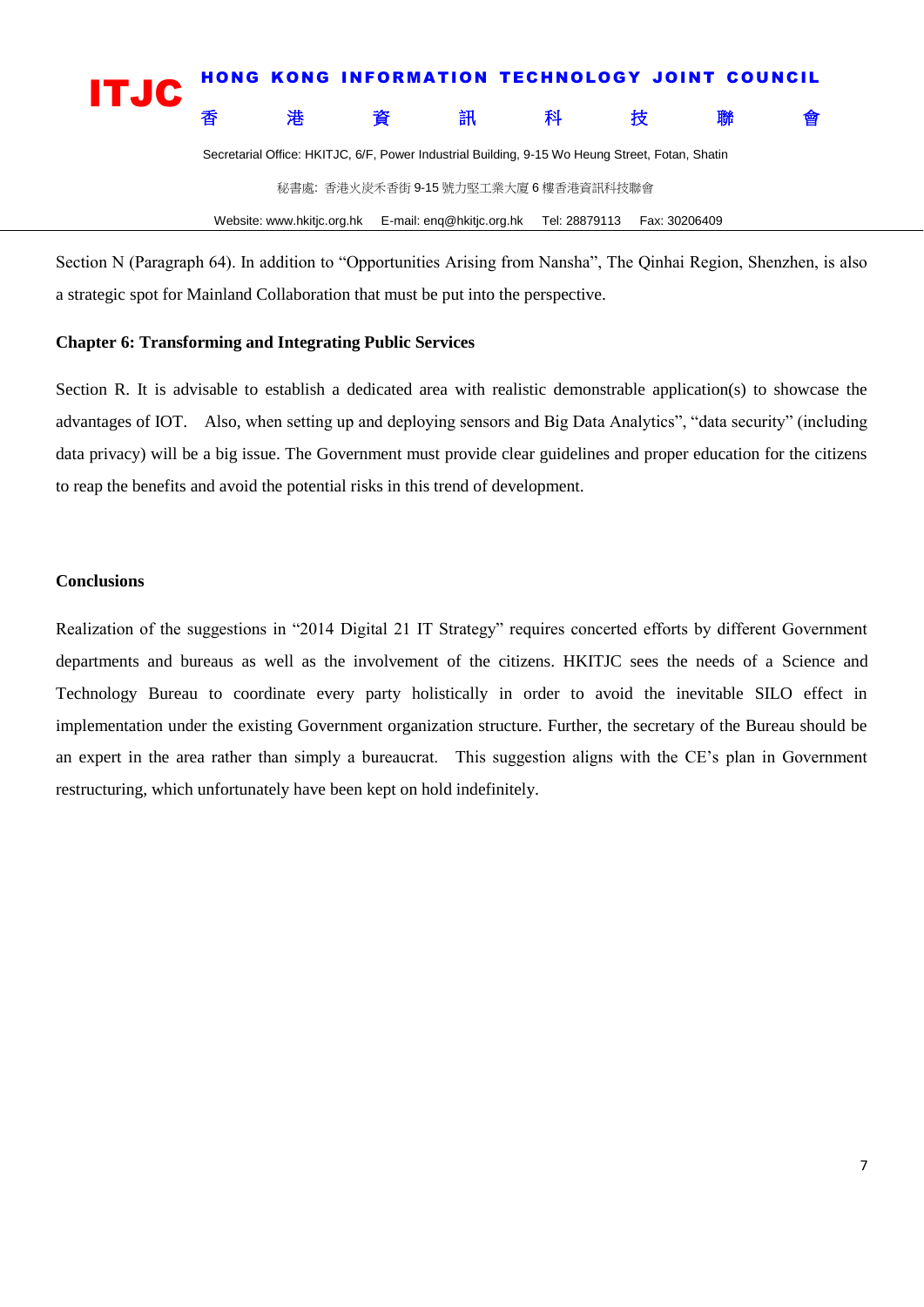Section N (Paragraph 64). In addition to "Opportunities Arising from Nansha", The Qinhai Region, Shenzhen, is also a strategic spot for Mainland Collaboration that must be put into the perspective.

**Chapter 6: Transforming and Integrating Public Services**

Section R. It is advisable to establish a dedicated area with realistic demonstrable application(s) to showcase the advantages of IOT. Also, when setting up and deploying sensors and Big Data Analytics", "data security" (including data privacy) will be a big issue. The Government must provide clear guidelines and proper education for the citizens to reap the benefits and avoid the potential risks in this trend of development.

**Conclusions**

Realization of the suggestions in "2014 Digital 21 IT Strategy" requires concerted efforts by different Government departments and bureaus as well as the involvement of the citizens. HKITJC sees the needs of a Science and Technology Bureau to coordinate every party holistically in order to avoid the inevitable SILO effect in implementation under the existing Government organization structure. Further, the secretary of the Bureau should be an expert in the area rather than simply a bureaucrat. This suggestion aligns with the CE's plan in Government restructuring, which unfortunately have been kept on hold indefinitely.